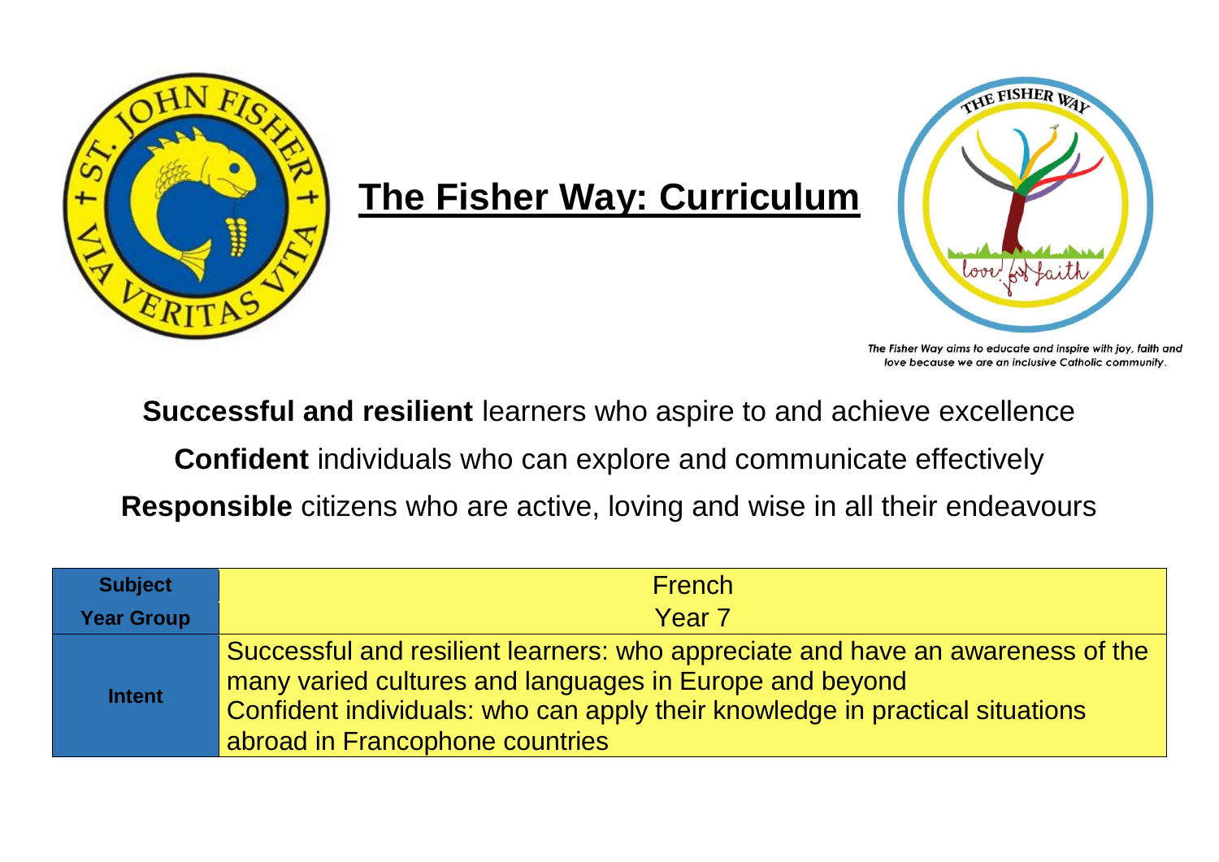# The Fisher Way: Curriculum

*The Fisher Way aims to educate and inspire with joy, faith and love because we are an inclusive Catholic community.*

**Successful and resilient** learners who aspire to and achieve excellence

**Confident** individuals who can explore and communicate effectively

**Responsible** citizens who are active, loving and wise in all their endeavours

| **Subject** | French |
|---|---|
| **Year Group** | Year 7 |
| **Intent** | Successful and resilient learners: who appreciate and have an awareness of the many varied cultures and languages in Europe and beyond<br>Confident individuals: who can apply their knowledge in practical situations abroad in Francophone countries |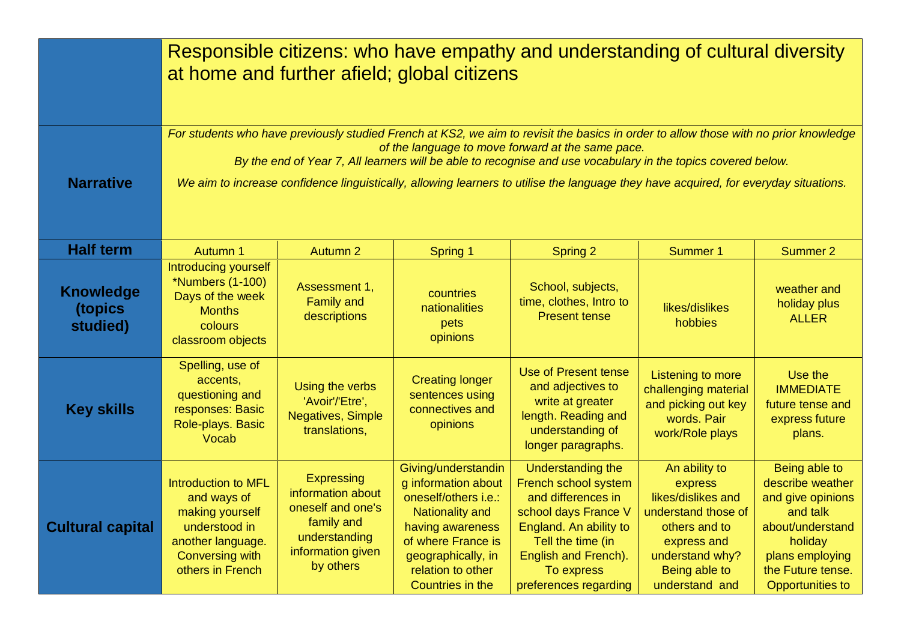| | Responsible citizens: who have empathy and understanding of cultural diversity at home and further afield; global citizens | | | | | |
|---|---|---|---|---|---|---|
| **Narrative** | *For students who have previously studied French at KS2, we aim to revisit the basics in order to allow those with no prior knowledge of the language to move forward at the same pace. By the end of Year 7, All learners will be able to recognise and use vocabulary in the topics covered below. We aim to increase confidence linguistically, allowing learners to utilise the language they have acquired, for everyday situations.* | | | | | |
| **Half term** | Autumn 1 | Autumn 2 | Spring 1 | Spring 2 | Summer 1 | Summer 2 |
| **Knowledge (topics studied)** | Introducing yourself *Numbers (1-100) Days of the week Months colours classroom objects | Assessment 1, Family and descriptions | countries nationalities pets opinions | School, subjects, time, clothes, Intro to Present tense | likes/dislikes hobbies | weather and holiday plus ALLER |
| **Key skills** | Spelling, use of accents, questioning and responses: Basic Role-plays. Basic Vocab | Using the verbs 'Avoir'/'Etre', Negatives, Simple translations, | Creating longer sentences using connectives and opinions | Use of Present tense and adjectives to write at greater length. Reading and understanding of longer paragraphs. | Listening to more challenging material and picking out key words. Pair work/Role plays | Use the IMMEDIATE future tense and express future plans. |
| **Cultural capital** | Introduction to MFL and ways of making yourself understood in another language. Conversing with others in French | Expressing information about oneself and one's family and understanding information given by others | Giving/understanding information about oneself/others i.e.: Nationality and having awareness of where France is geographically, in relation to other Countries in the | Understanding the French school system and differences in school days France V England. An ability to Tell the time (in English and French). To express preferences regarding | An ability to express likes/dislikes and understand those of others and to express and understand why? Being able to understand and | Being able to describe weather and give opinions and talk about/understand holiday plans employing the Future tense. Opportunities to |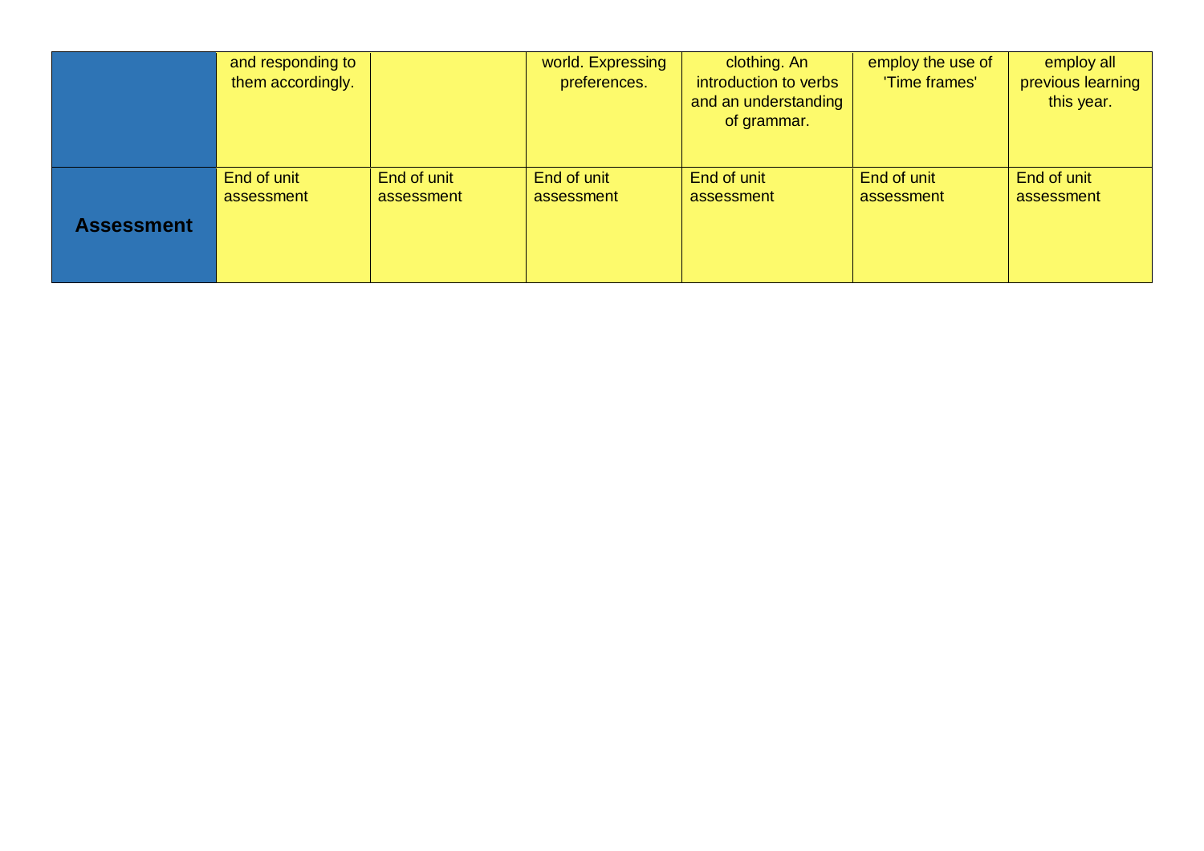| | | | | | | |
|---|---|---|---|---|---|---|
| | and responding to them accordingly. | | world. Expressing preferences. | clothing. An introduction to verbs and an understanding of grammar. | employ the use of 'Time frames' | employ all previous learning this year. |
| **Assessment** | End of unit assessment | End of unit assessment | End of unit assessment | End of unit assessment | End of unit assessment | End of unit assessment |